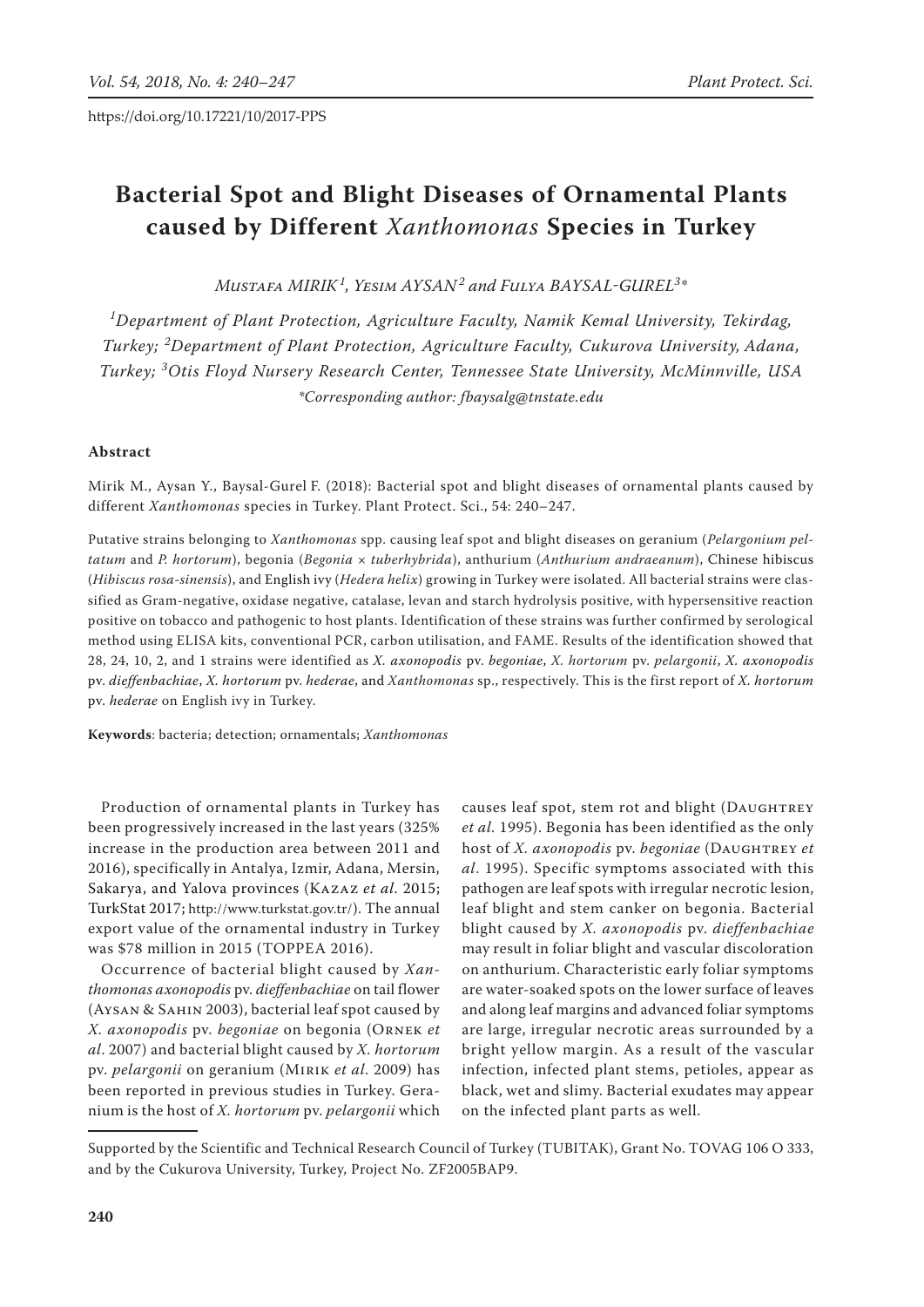https://doi.org/10.17221/10/2017-PPS

# Bacterial Spot and Blight Diseases of Ornamental Plants caused by Different *Xanthomonas* Species in Turkey

*Mustafa MIRIK*[1], *Yesim AYSAN*[2] *and Fulya BAYSAL-GUREL*[3]*

[1]*Department of Plant Protection, Agriculture Faculty, Namik Kemal University, Tekirdag, Turkey;* [2]*Department of Plant Protection, Agriculture Faculty, Cukurova University, Adana, Turkey;* [3]*Otis Floyd Nursery Research Center, Tennessee State University, McMinnville, USA*

**Corresponding author: fbaysalg@tnstate.edu*

## Abstract

Mirik M., Aysan Y., Baysal-Gurel F. (2018): Bacterial spot and blight diseases of ornamental plants caused by different *Xanthomonas* species in Turkey. Plant Protect. Sci., 54: 240–247.

Putative strains belonging to *Xanthomonas* spp. causing leaf spot and blight diseases on geranium (*Pelargonium peltatum* and *P. hortorum*), begonia (*Begonia × tuberhybrida*), anthurium (*Anthurium andraeanum*), Chinese hibiscus (*Hibiscus rosa-sinensis*), and English ivy (*Hedera helix*) growing in Turkey were isolated. All bacterial strains were classified as Gram-negative, oxidase negative, catalase, levan and starch hydrolysis positive, with hypersensitive reaction positive on tobacco and pathogenic to host plants. Identification of these strains was further confirmed by serological method using ELISA kits, conventional PCR, carbon utilisation, and FAME. Results of the identification showed that 28, 24, 10, 2, and 1 strains were identified as *X. axonopodis* pv. *begoniae*, *X. hortorum* pv. *pelargonii*, *X. axonopodis* pv. *dieffenbachiae*, *X. hortorum* pv. *hederae*, and *Xanthomonas* sp., respectively. This is the first report of *X. hortorum* pv. *hederae* on English ivy in Turkey.

**Keywords**: bacteria; detection; ornamentals; *Xanthomonas*

Production of ornamental plants in Turkey has been progressively increased in the last years (325% increase in the production area between 2011 and 2016), specifically in Antalya, Izmir, Adana, Mersin, Sakarya, and Yalova provinces (Kazaz *et al*. 2015; TurkStat 2017; http://www.turkstat.gov.tr/). The annual export value of the ornamental industry in Turkey was $78 million in 2015 (TOPPEA 2016).

Occurrence of bacterial blight caused by *Xanthomonas axonopodis* pv. *dieffenbachiae* on tail flower (Aysan & Sahin 2003), bacterial leaf spot caused by *X. axonopodis* pv. *begoniae* on begonia (Ornek *et al*. 2007) and bacterial blight caused by *X. hortorum* pv. *pelargonii* on geranium (Mirik *et al*. 2009) has been reported in previous studies in Turkey. Geranium is the host of *X. hortorum* pv. *pelargonii* which causes leaf spot, stem rot and blight (Daughtrey *et al.* 1995). Begonia has been identified as the only host of *X. axonopodis* pv. *begoniae* (Daughtrey *et al*. 1995). Specific symptoms associated with this pathogen are leaf spots with irregular necrotic lesion, leaf blight and stem canker on begonia. Bacterial blight caused by *X. axonopodis* pv. *dieffenbachiae* may result in foliar blight and vascular discoloration on anthurium. Characteristic early foliar symptoms are water-soaked spots on the lower surface of leaves and along leaf margins and advanced foliar symptoms are large, irregular necrotic areas surrounded by a bright yellow margin. As a result of the vascular infection, infected plant stems, petioles, appear as black, wet and slimy. Bacterial exudates may appear on the infected plant parts as well.

Supported by the Scientific and Technical Research Council of Turkey (TUBITAK), Grant No. TOVAG 106 O 333, and by the Cukurova University, Turkey, Project No. ZF2005BAP9.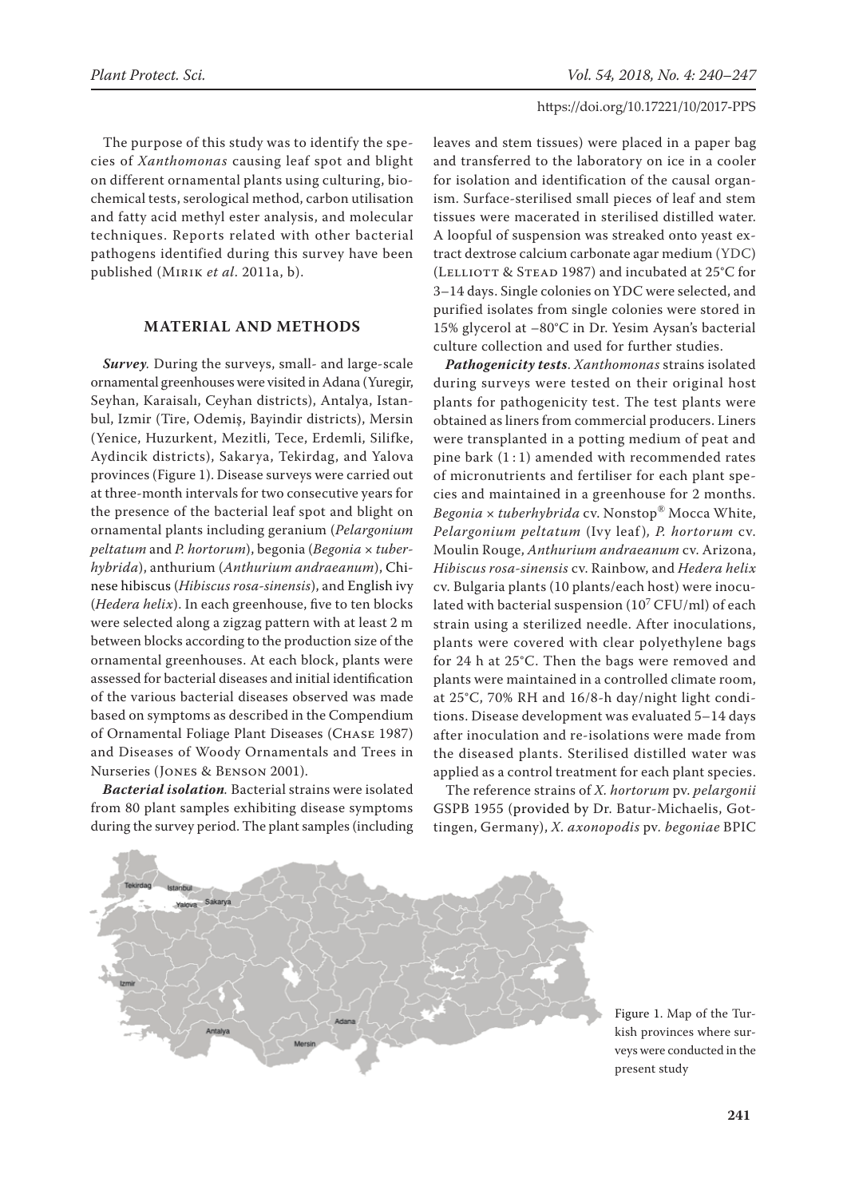The purpose of this study was to identify the species of *Xanthomonas* causing leaf spot and blight on different ornamental plants using culturing, biochemical tests, serological method, carbon utilisation and fatty acid methyl ester analysis, and molecular techniques. Reports related with other bacterial pathogens identified during this survey have been published (Mirik *et al*. 2011a, b).

## MATERIAL AND METHODS

***Survey***. During the surveys, small- and large-scale ornamental greenhouses were visited in Adana (Yuregir, Seyhan, Karaisalı, Ceyhan districts), Antalya, Istanbul, Izmir (Tire, Odemiş, Bayindir districts), Mersin (Yenice, Huzurkent, Mezitli, Tece, Erdemli, Silifke, Aydincik districts), Sakarya, Tekirdag, and Yalova provinces (Figure 1). Disease surveys were carried out at three-month intervals for two consecutive years for the presence of the bacterial leaf spot and blight on ornamental plants including geranium (*Pelargonium peltatum* and *P. hortorum*), begonia (*Begonia × tuberhybrida*), anthurium (*Anthurium andraeanum*), Chinese hibiscus (*Hibiscus rosa-sinensis*), and English ivy (*Hedera helix*). In each greenhouse, five to ten blocks were selected along a zigzag pattern with at least 2 m between blocks according to the production size of the ornamental greenhouses. At each block, plants were assessed for bacterial diseases and initial identification of the various bacterial diseases observed was made based on symptoms as described in the Compendium of Ornamental Foliage Plant Diseases (Chase 1987) and Diseases of Woody Ornamentals and Trees in Nurseries (Jones & Benson 2001).

***Bacterial isolation***. Bacterial strains were isolated from 80 plant samples exhibiting disease symptoms during the survey period. The plant samples (including leaves and stem tissues) were placed in a paper bag and transferred to the laboratory on ice in a cooler for isolation and identification of the causal organism. Surface-sterilised small pieces of leaf and stem tissues were macerated in sterilised distilled water. A loopful of suspension was streaked onto yeast extract dextrose calcium carbonate agar medium (YDC) (Lelliott & Stead 1987) and incubated at 25°C for 3–14 days. Single colonies on YDC were selected, and purified isolates from single colonies were stored in 15% glycerol at –80°C in Dr. Yesim Aysan's bacterial culture collection and used for further studies.

***Pathogenicity tests***. *Xanthomonas* strains isolated during surveys were tested on their original host plants for pathogenicity test. The test plants were obtained as liners from commercial producers. Liners were transplanted in a potting medium of peat and pine bark (1 : 1) amended with recommended rates of micronutrients and fertiliser for each plant species and maintained in a greenhouse for 2 months. *Begonia × tuberhybrida* cv. Nonstop® Mocca White, *Pelargonium peltatum* (Ivy leaf), *P. hortorum* cv. Moulin Rouge, *Anthurium andraeanum* cv. Arizona, *Hibiscus rosa-sinensis* cv. Rainbow, and *Hedera helix* cv. Bulgaria plants (10 plants/each host) were inoculated with bacterial suspension ($10^7$ CFU/ml) of each strain using a sterilized needle. After inoculations, plants were covered with clear polyethylene bags for 24 h at 25°C. Then the bags were removed and plants were maintained in a controlled climate room, at 25°C, 70% RH and 16/8-h day/night light conditions. Disease development was evaluated 5–14 days after inoculation and re-isolations were made from the diseased plants. Sterilised distilled water was applied as a control treatment for each plant species.

The reference strains of *X. hortorum* pv. *pelargonii* GSPB 1955 (provided by Dr. Batur-Michaelis, Gottingen, Germany), *X. axonopodis* pv. *begoniae* BPIC

Figure 1. Map of the Turkish provinces where surveys were conducted in the present study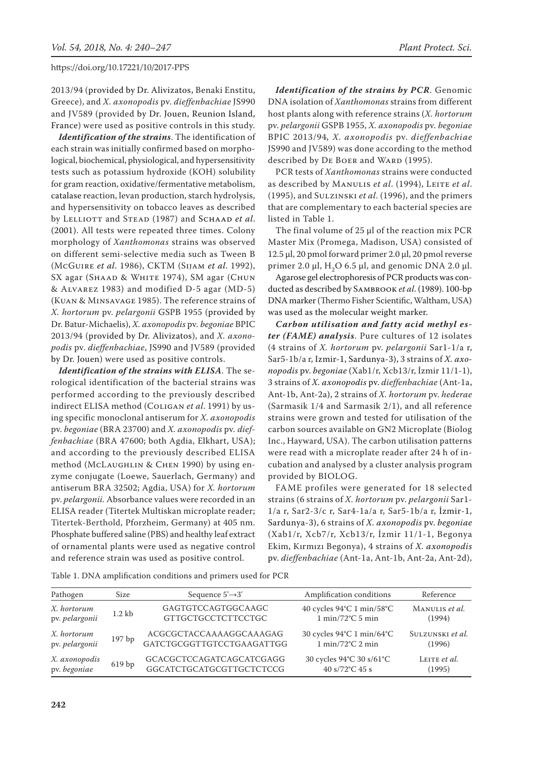2013/94 (provided by Dr. Alivizatos, Benaki Enstitu, Greece), and *X. axonopodis* pv. *dieffenbachiae* JS990 and JV589 (provided by Dr. Jouen, Reunion Island, France) were used as positive controls in this study.

***Identification of the strains*.** The identification of each strain was initially confirmed based on morphological, biochemical, physiological, and hypersensitivity tests such as potassium hydroxide (KOH) solubility for gram reaction, oxidative/fermentative metabolism, catalase reaction, levan production, starch hydrolysis, and hypersensitivity on tobacco leaves as described by Lelliott and Stead (1987) and Schaad *et al*. (2001). All tests were repeated three times. Colony morphology of *Xanthomonas* strains was observed on different semi-selective media such as Tween B (McGuire *et al*. 1986), CKTM (Sijam *et al*. 1992), SX agar (Shaad & White 1974), SM agar (Chun & Alvarez 1983) and modified D-5 agar (MD-5) (Kuan & Minsavage 1985). The reference strains of *X. hortorum* pv. *pelargonii* GSPB 1955 (provided by Dr. Batur-Michaelis), *X. axonopodis* pv. *begoniae* BPIC 2013/94 (provided by Dr. Alivizatos), and *X. axonopodis* pv. *dieffenbachiae*, JS990 and JV589 (provided by Dr. Jouen) were used as positive controls.

***Identification of the strains with ELISA*.** The serological identification of the bacterial strains was performed according to the previously described indirect ELISA method (Coligan *et al*. 1991) by using specific monoclonal antiserum for *X. axonopodis* pv. *begoniae* (BRA 23700) and *X. axonopodis* pv. *dieffenbachiae* (BRA 47600; both Agdia, Elkhart, USA); and according to the previously described ELISA method (McLaughlin & Chen 1990) by using enzyme conjugate (Loewe, Sauerlach, Germany) and antiserum BRA 32502; Agdia, USA) for *X. hortorum* pv. *pelargonii.* Absorbance values were recorded in an ELISA reader (Titertek Multiskan microplate reader; Titertek-Berthold, Pforzheim, Germany) at 405 nm. Phosphate buffered saline (PBS) and healthy leaf extract of ornamental plants were used as negative control and reference strain was used as positive control.

***Identification of the strains by PCR*.** Genomic DNA isolation of *Xanthomonas* strains from different host plants along with reference strains (*X. hortorum* pv. *pelargonii* GSPB 1955, *X. axonopodis* pv. *begoniae* BPIC 2013/94, *X. axonopodis* pv. *dieffenbachiae* JS990 and JV589) was done according to the method described by De Boer and Ward (1995).

PCR tests of *Xanthomonas* strains were conducted as described by Manulis *et al*. (1994), Leite *et al*. (1995), and Sulzinski *et al*. (1996), and the primers that are complementary to each bacterial species are listed in Table 1.

The final volume of 25 µl of the reaction mix PCR Master Mix (Promega, Madison, USA) consisted of 12.5 µl, 20 pmol forward primer 2.0 µl, 20 pmol reverse primer 2.0 µl, $H_2O$ 6.5 µl, and genomic DNA 2.0 µl.

Agarose gel electrophoresis of PCR products was conducted as described by Sambrook *et al*. (1989). 100-bp DNA marker (Thermo Fisher Scientific, Waltham, USA) was used as the molecular weight marker.

***Carbon utilisation and fatty acid methyl ester (FAME) analysis*.** Pure cultures of 12 isolates (4 strains of *X. hortorum* pv. *pelargonii* Sar1-1/a r, Sar5-1b/a r, Izmir-1, Sardunya-3), 3 strains of *X. axonopodis* pv. *begoniae* (Xab1/r, Xcb13/r, İzmir 11/1-1), 3 strains of *X. axonopodis* pv. *dieffenbachiae* (Ant-1a, Ant-1b, Ant-2a), 2 strains of *X. hortorum* pv. *hederae* (Sarmasik 1/4 and Sarmasik 2/1), and all reference strains were grown and tested for utilisation of the carbon sources available on GN2 Microplate (Biolog Inc., Hayward, USA). The carbon utilisation patterns were read with a microplate reader after 24 h of incubation and analysed by a cluster analysis program provided by BIOLOG.

FAME profiles were generated for 18 selected strains (6 strains of *X. hortorum* pv. *pelargonii* Sar1-1/a r, Sar2-3/c r, Sar4-1a/a r, Sar5-1b/a r, İzmir-1, Sardunya-3), 6 strains of *X. axonopodis* pv. *begoniae* (Xab1/r, Xcb7/r, Xcb13/r, İzmir 11/1-1, Begonya Ekim, Kırmızı Begonya), 4 strains of *X. axonopodis* pv. *dieffenbachiae* (Ant-1a, Ant-1b, Ant-2a, Ant-2d),

Table 1. DNA amplification conditions and primers used for PCR

| Pathogen | Size | Sequence 5'→3' | Amplification conditions | Reference |
|---|---|---|---|---|
| *X. hortorum* pv. *pelargonii* | 1.2 kb | GAGTGTCCAGTGGCAAGC<br>GTTGCTGCCTCTTCCTGC | 40 cycles 94°C 1 min/58°C 1 min/72°C 5 min | Manulis *et al.* (1994) |
| *X. hortorum* pv. *pelargonii* | 197 bp | ACGCGCTACCAAAAGGCAAAGAG<br>GATCTGCGGTTGTCCTGAAGATTGG | 30 cycles 94°C 1 min/64°C 1 min/72°C 2 min | Sulzinski *et al.* (1996) |
| *X. axonopodis* pv. *begoniae* | 619 bp | GCACGCTCCAGATCAGCATCGAGG<br>GGCATCTGCATGCGTTGCTCTCCG | 30 cycles 94°C 30 s/61°C 40 s/72°C 45 s | Leite *et al.* (1995) |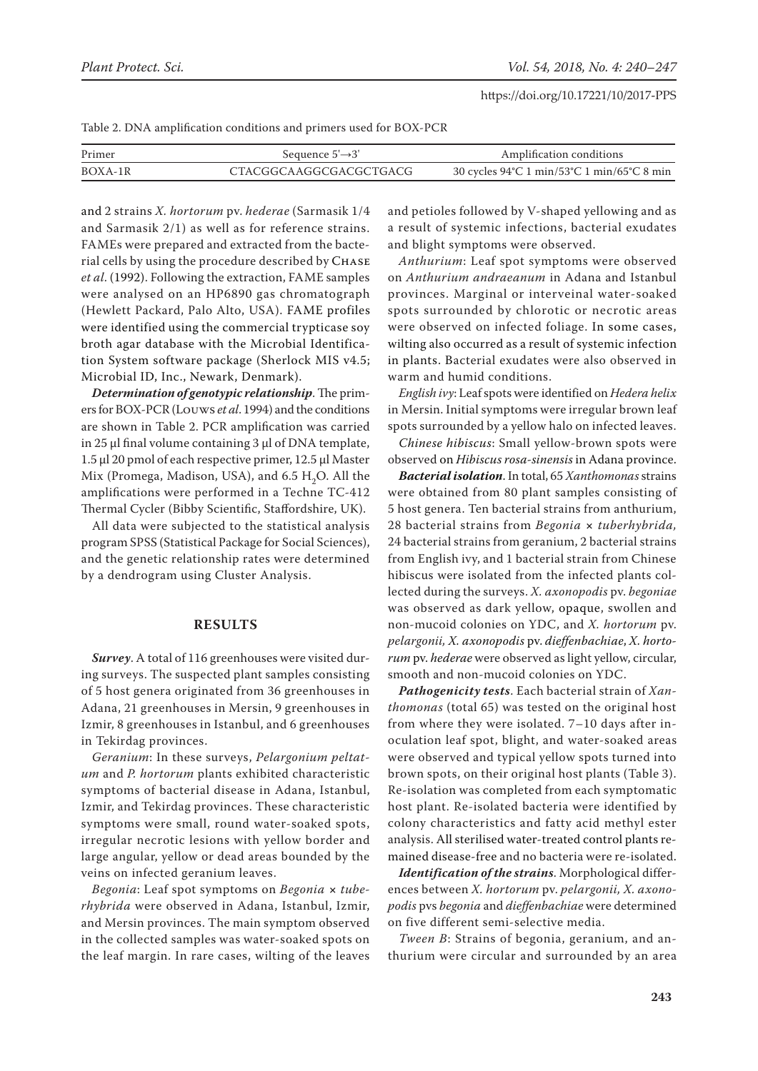Table 2. DNA amplification conditions and primers used for BOX-PCR

| Primer | Sequence 5'→3' | Amplification conditions |
|---|---|---|
| BOXA-1R | CTACGGCAAGGCGACGCTGACG | 30 cycles 94°C 1 min/53°C 1 min/65°C 8 min |

and 2 strains *X. hortorum* pv. *hederae* (Sarmasik 1/4 and Sarmasik 2/1) as well as for reference strains. FAMEs were prepared and extracted from the bacterial cells by using the procedure described by Chase *et al*. (1992). Following the extraction, FAME samples were analysed on an HP6890 gas chromatograph (Hewlett Packard, Palo Alto, USA). FAME profiles were identified using the commercial trypticase soy broth agar database with the Microbial Identification System software package (Sherlock MIS v4.5; Microbial ID, Inc., Newark, Denmark).

***Determination of genotypic relationship***. The primers for BOX-PCR (Louws *et al*. 1994) and the conditions are shown in Table 2. PCR amplification was carried in 25 µl final volume containing 3 µl of DNA template, 1.5 µl 20 pmol of each respective primer, 12.5 µl Master Mix (Promega, Madison, USA), and 6.5 $H_2O$. All the amplifications were performed in a Techne TC-412 Thermal Cycler (Bibby Scientific, Staffordshire, UK).

All data were subjected to the statistical analysis program SPSS (Statistical Package for Social Sciences), and the genetic relationship rates were determined by a dendrogram using Cluster Analysis.

## RESULTS

***Survey***. A total of 116 greenhouses were visited during surveys. The suspected plant samples consisting of 5 host genera originated from 36 greenhouses in Adana, 21 greenhouses in Mersin, 9 greenhouses in Izmir, 8 greenhouses in Istanbul, and 6 greenhouses in Tekirdag provinces.

*Geranium*: In these surveys, *Pelargonium peltatum* and *P. hortorum* plants exhibited characteristic symptoms of bacterial disease in Adana, Istanbul, Izmir, and Tekirdag provinces. These characteristic symptoms were small, round water-soaked spots, irregular necrotic lesions with yellow border and large angular, yellow or dead areas bounded by the veins on infected geranium leaves.

*Begonia*: Leaf spot symptoms on *Begonia* × *tuberhybrida* were observed in Adana, Istanbul, Izmir, and Mersin provinces. The main symptom observed in the collected samples was water-soaked spots on the leaf margin. In rare cases, wilting of the leaves and petioles followed by V-shaped yellowing and as a result of systemic infections, bacterial exudates and blight symptoms were observed.

*Anthurium*: Leaf spot symptoms were observed on *Anthurium andraeanum* in Adana and Istanbul provinces. Marginal or interveinal water-soaked spots surrounded by chlorotic or necrotic areas were observed on infected foliage. In some cases, wilting also occurred as a result of systemic infection in plants. Bacterial exudates were also observed in warm and humid conditions.

*English ivy*: Leaf spots were identified on *Hedera helix* in Mersin. Initial symptoms were irregular brown leaf spots surrounded by a yellow halo on infected leaves.

*Chinese hibiscus*: Small yellow-brown spots were observed on *Hibiscus rosa-sinensis* in Adana province.

***Bacterial isolation***. In total, 65 *Xanthomonas* strains were obtained from 80 plant samples consisting of 5 host genera. Ten bacterial strains from anthurium, 28 bacterial strains from *Begonia* × *tuberhybrida*, 24 bacterial strains from geranium, 2 bacterial strains from English ivy, and 1 bacterial strain from Chinese hibiscus were isolated from the infected plants collected during the surveys. *X. axonopodis* pv. *begoniae* was observed as dark yellow, opaque, swollen and non-mucoid colonies on YDC, and *X. hortorum* pv. *pelargonii, X. axonopodis* pv. *dieffenbachiae*, *X. hortorum* pv. *hederae* were observed as light yellow, circular, smooth and non-mucoid colonies on YDC.

***Pathogenicity tests***. Each bacterial strain of *Xanthomonas* (total 65) was tested on the original host from where they were isolated. 7–10 days after inoculation leaf spot, blight, and water-soaked areas were observed and typical yellow spots turned into brown spots, on their original host plants (Table 3). Re-isolation was completed from each symptomatic host plant. Re-isolated bacteria were identified by colony characteristics and fatty acid methyl ester analysis. All sterilised water-treated control plants remained disease-free and no bacteria were re-isolated.

***Identification of the strains***. Morphological differences between *X. hortorum* pv. *pelargonii, X. axonopodis* pvs *begonia* and *dieffenbachiae* were determined on five different semi-selective media.

*Tween B*: Strains of begonia, geranium, and anthurium were circular and surrounded by an area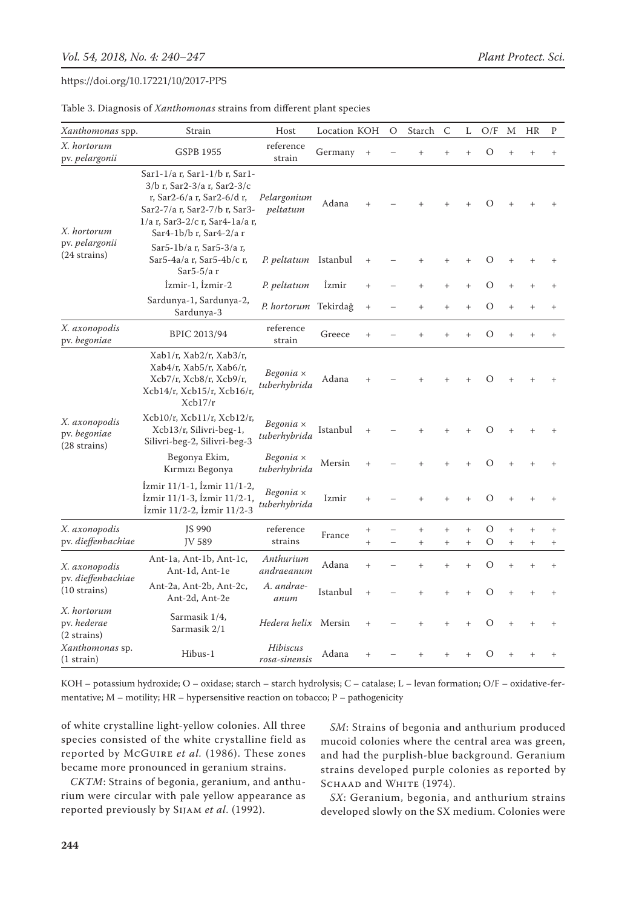Table 3. Diagnosis of *Xanthomonas* strains from different plant species

| *Xanthomonas* spp. | Strain | Host | Location | KOH | O | Starch | C | L | O/F | M | HR | P |
|---|---|---|---|---|---|---|---|---|---|---|---|---|
| *X. hortorum* pv. *pelargonii* | GSPB 1955 | reference strain | Germany | + | – | + | + | + | O | + | + | + |
| *X. hortorum* pv. *pelargonii* (24 strains) | Sar1-1/a r, Sar1-1/b r, Sar1-3/b r, Sar2-3/a r, Sar2-3/c r, Sar2-6/a r, Sar2-6/d r, Sar2-7/a r, Sar2-7/b r, Sar3-1/a r, Sar3-2/c r, Sar4-1a/a r, Sar4-1b/b r, Sar4-2/a r | *Pelargonium peltatum* | Adana | + | – | + | + | + | O | + | + | + |
| | Sar5-1b/a r, Sar5-3/a r, Sar5-4a/a r, Sar5-4b/c r, Sar5-5/a r | *P. peltatum* | Istanbul | + | – | + | + | + | O | + | + | + |
| | İzmir-1, İzmir-2 | *P. peltatum* | İzmir | + | – | + | + | + | O | + | + | + |
| | Sardunya-1, Sardunya-2, Sardunya-3 | *P. hortorum* | Tekirdağ | + | – | + | + | + | O | + | + | + |
| *X. axonopodis* pv. *begoniae* | BPIC 2013/94 | reference strain | Greece | + | – | + | + | + | O | + | + | + |
| *X. axonopodis* pv. *begoniae* (28 strains) | Xab1/r, Xab2/r, Xab3/r, Xab4/r, Xab5/r, Xab6/r, Xcb7/r, Xcb8/r, Xcb9/r, Xcb14/r, Xcb15/r, Xcb16/r, Xcb17/r | *Begonia* × *tuberhybrida* | Adana | + | – | + | + | + | O | + | + | + |
| | Xcb10/r, Xcb11/r, Xcb12/r, Xcb13/r, Silivri-beg-1, Silivri-beg-2, Silivri-beg-3 | *Begonia* × *tuberhybrida* | Istanbul | + | – | + | + | + | O | + | + | + |
| | Begonya Ekim, Kırmızı Begonya | *Begonia* × *tuberhybrida* | Mersin | + | – | + | + | + | O | + | + | + |
| | İzmir 11/1-1, İzmir 11/1-2, İzmir 11/1-3, İzmir 11/2-1, İzmir 11/2-2, İzmir 11/2-3 | *Begonia* × *tuberhybrida* | Izmir | + | – | + | + | + | O | + | + | + |
| *X. axonopodis* pv. *dieffenbachiae* | JS 990 | reference strains | France | + | – | + | + | + | O | + | + | + |
| | JV 589 | | | + | – | + | + | + | O | + | + | + |
| *X. axonopodis* pv. *dieffenbachiae* (10 strains) | Ant-1a, Ant-1b, Ant-1c, Ant-1d, Ant-1e | *Anthurium andraeanum* | Adana | + | – | + | + | + | O | + | + | + |
| | Ant-2a, Ant-2b, Ant-2c, Ant-2d, Ant-2e | *A. andraeanum* | Istanbul | + | – | + | + | + | O | + | + | + |
| *X. hortorum* pv. *hederae* (2 strains) | Sarmasik 1/4, Sarmasik 2/1 | *Hedera helix* | Mersin | + | – | + | + | + | O | + | + | + |
| *Xanthomonas* sp. (1 strain) | Hibus-1 | *Hibiscus rosa-sinensis* | Adana | + | – | + | + | + | O | + | + | + |

KOH – potassium hydroxide; O – oxidase; starch – starch hydrolysis; C – catalase; L – levan formation; O/F – oxidative-fermentative; M – motility; HR – hypersensitive reaction on tobacco; P – pathogenicity

of white crystalline light-yellow colonies. All three species consisted of the white crystalline field as reported by McGuire *et al.* (1986). These zones became more pronounced in geranium strains.

*CKTM*: Strains of begonia, geranium, and anthurium were circular with pale yellow appearance as reported previously by Sijam *et al.* (1992).

*SM*: Strains of begonia and anthurium produced mucoid colonies where the central area was green, and had the purplish-blue background. Geranium strains developed purple colonies as reported by Schaad and White (1974).

*SX*: Geranium, begonia, and anthurium strains developed slowly on the SX medium. Colonies were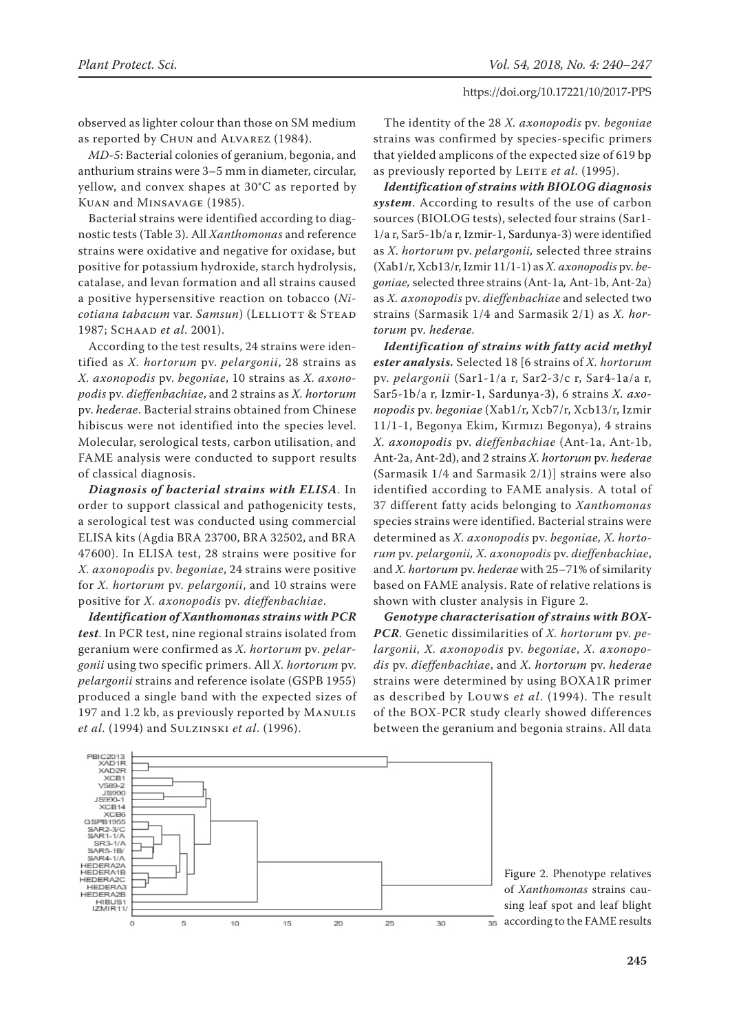observed as lighter colour than those on SM medium as reported by Chun and Alvarez (1984).

*MD-5*: Bacterial colonies of geranium, begonia, and anthurium strains were 3–5 mm in diameter, circular, yellow, and convex shapes at 30°C as reported by Kuan and Minsavage (1985).

Bacterial strains were identified according to diagnostic tests (Table 3). All *Xanthomonas* and reference strains were oxidative and negative for oxidase, but positive for potassium hydroxide, starch hydrolysis, catalase, and levan formation and all strains caused a positive hypersensitive reaction on tobacco (*Nicotiana tabacum* var. *Samsun*) (Lelliott & Stead 1987; Schaad *et al.* 2001).

According to the test results, 24 strains were identified as *X. hortorum* pv. *pelargonii*, 28 strains as *X. axonopodis* pv. *begoniae*, 10 strains as *X. axonopodis* pv. *dieffenbachiae*, and 2 strains as *X. hortorum* pv. *hederae*. Bacterial strains obtained from Chinese hibiscus were not identified into the species level. Molecular, serological tests, carbon utilisation, and FAME analysis were conducted to support results of classical diagnosis.

***Diagnosis of bacterial strains with ELISA***. In order to support classical and pathogenicity tests, a serological test was conducted using commercial ELISA kits (Agdia BRA 23700, BRA 32502, and BRA 47600). In ELISA test, 28 strains were positive for *X. axonopodis* pv. *begoniae*, 24 strains were positive for *X. hortorum* pv. *pelargonii*, and 10 strains were positive for *X. axonopodis* pv. *dieffenbachiae*.

***Identification of Xanthomonas strains with PCR test***. In PCR test, nine regional strains isolated from geranium were confirmed as *X. hortorum* pv. *pelargonii* using two specific primers. All *X. hortorum* pv. *pelargonii* strains and reference isolate (GSPB 1955) produced a single band with the expected sizes of 197 and 1.2 kb, as previously reported by Manulis *et al.* (1994) and Sulzinski *et al.* (1996).

The identity of the 28 *X. axonopodis* pv. *begoniae* strains was confirmed by species-specific primers that yielded amplicons of the expected size of 619 bp as previously reported by Leite *et al.* (1995).

***Identification of strains with BIOLOG diagnosis system***. According to results of the use of carbon sources (BIOLOG tests), selected four strains (Sar1-1/a r, Sar5-1b/a r, Izmir-1, Sardunya-3) were identified as *X. hortorum* pv. *pelargonii,* selected three strains (Xab1/r, Xcb13/r, Izmir 11/1-1) as *X. axonopodis* pv. *begoniae,* selected three strains (Ant-1a, Ant-1b, Ant-2a) as *X. axonopodis* pv. *dieffenbachiae* and selected two strains (Sarmasik 1/4 and Sarmasik 2/1) as *X. hortorum* pv. *hederae.*

***Identification of strains with fatty acid methyl ester analysis.*** Selected 18 [6 strains of *X. hortorum* pv. *pelargonii* (Sar1-1/a r, Sar2-3/c r, Sar4-1a/a r, Sar5-1b/a r, Izmir-1, Sardunya-3), 6 strains *X. axonopodis* pv. *begoniae* (Xab1/r, Xcb7/r, Xcb13/r, Izmir 11/1-1, Begonya Ekim, Kırmızı Begonya), 4 strains *X. axonopodis* pv. *dieffenbachiae* (Ant-1a, Ant-1b, Ant-2a, Ant-2d), and 2 strains *X. hortorum* pv. *hederae* (Sarmasik 1/4 and Sarmasik 2/1)] strains were also identified according to FAME analysis. A total of 37 different fatty acids belonging to *Xanthomonas* species strains were identified. Bacterial strains were determined as *X. axonopodis* pv. *begoniae, X. hortorum* pv. *pelargonii, X. axonopodis* pv. *dieffenbachiae*, and *X. hortorum* pv. *hederae* with 25–71% of similarity based on FAME analysis. Rate of relative relations is shown with cluster analysis in Figure 2.

***Genotype characterisation of strains with BOX-PCR***. Genetic dissimilarities of *X. hortorum* pv. *pelargonii*, *X. axonopodis* pv. *begoniae*, *X. axonopodis* pv. *dieffenbachiae*, and *X. hortorum* pv. *hederae* strains were determined by using BOXA1R primer as described by Louws *et al*. (1994). The result of the BOX-PCR study clearly showed differences between the geranium and begonia strains. All data

Figure 2. Phenotype relatives of *Xanthomonas* strains causing leaf spot and leaf blight according to the FAME results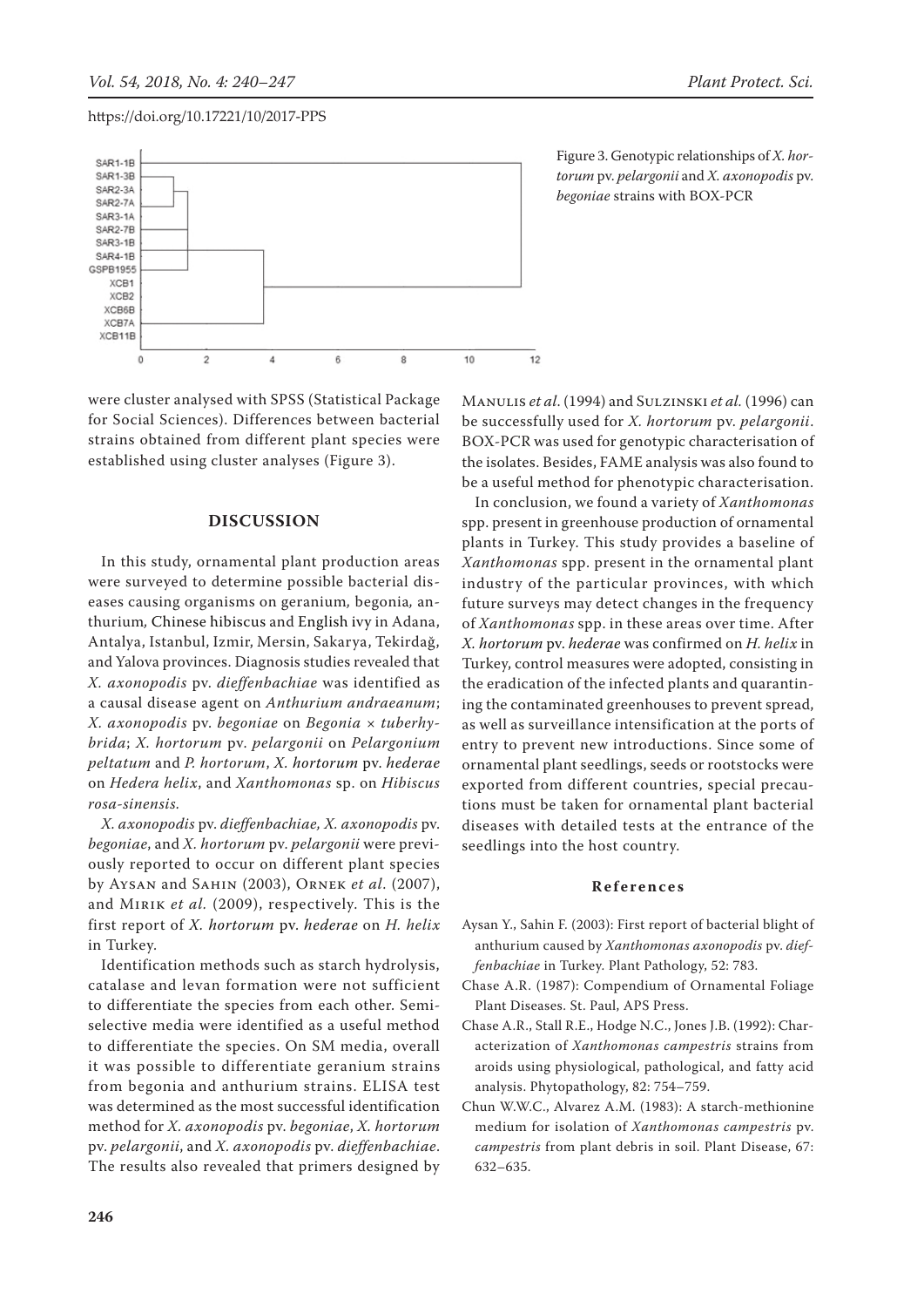SAR1-1B
SAR1-3B
SAR2-3A
SAR2-7A
SAR3-1A
SAR2-7B
SAR3-1B
SAR4-1B
GSPB1955
XCB1
XCB2
XCB6B
XCB7A
XCB11B

0 2 4 6 8 10 12

Figure 3. Genotypic relationships of *X. hortorum* pv. *pelargonii* and *X. axonopodis* pv. *begoniae* strains with BOX-PCR

were cluster analysed with SPSS (Statistical Package for Social Sciences). Differences between bacterial strains obtained from different plant species were established using cluster analyses (Figure 3).

## DISCUSSION

In this study, ornamental plant production areas were surveyed to determine possible bacterial diseases causing organisms on geranium, begonia, anthurium, Chinese hibiscus and English ivy in Adana, Antalya, Istanbul, Izmir, Mersin, Sakarya, Tekirdağ, and Yalova provinces. Diagnosis studies revealed that *X. axonopodis* pv. *dieffenbachiae* was identified as a causal disease agent on *Anthurium andraeanum*; *X. axonopodis* pv. *begoniae* on *Begonia* × *tuberhybrida*; *X. hortorum* pv. *pelargonii* on *Pelargonium peltatum* and *P. hortorum*, *X. hortorum* pv. *hederae* on *Hedera helix*, and *Xanthomonas* sp. on *Hibiscus rosa-sinensis.*

*X. axonopodis* pv. *dieffenbachiae, X. axonopodis* pv. *begoniae*, and *X. hortorum* pv. *pelargonii* were previously reported to occur on different plant species by Aysan and Sahin (2003), Ornek *et al*. (2007), and Mirik *et al.* (2009), respectively. This is the first report of *X. hortorum* pv. *hederae* on *H. helix* in Turkey.

Identification methods such as starch hydrolysis, catalase and levan formation were not sufficient to differentiate the species from each other. Semi-selective media were identified as a useful method to differentiate the species. On SM media, overall it was possible to differentiate geranium strains from begonia and anthurium strains. ELISA test was determined as the most successful identification method for *X. axonopodis* pv. *begoniae*, *X. hortorum* pv. *pelargonii*, and *X. axonopodis* pv. *dieffenbachiae*. The results also revealed that primers designed by Manulis *et al*. (1994) and Sulzinski *et al.* (1996) can be successfully used for *X. hortorum* pv. *pelargonii*. BOX-PCR was used for genotypic characterisation of the isolates. Besides, FAME analysis was also found to be a useful method for phenotypic characterisation.

In conclusion, we found a variety of *Xanthomonas* spp. present in greenhouse production of ornamental plants in Turkey. This study provides a baseline of *Xanthomonas* spp. present in the ornamental plant industry of the particular provinces, with which future surveys may detect changes in the frequency of *Xanthomonas* spp. in these areas over time. After *X. hortorum* pv. *hederae* was confirmed on *H. helix* in Turkey, control measures were adopted, consisting in the eradication of the infected plants and quarantining the contaminated greenhouses to prevent spread, as well as surveillance intensification at the ports of entry to prevent new introductions. Since some of ornamental plant seedlings, seeds or rootstocks were exported from different countries, special precautions must be taken for ornamental plant bacterial diseases with detailed tests at the entrance of the seedlings into the host country.

### References

Aysan Y., Sahin F. (2003): First report of bacterial blight of anthurium caused by *Xanthomonas axonopodis* pv. *dieffenbachiae* in Turkey. Plant Pathology, 52: 783.

Chase A.R. (1987): Compendium of Ornamental Foliage Plant Diseases. St. Paul, APS Press.

Chase A.R., Stall R.E., Hodge N.C., Jones J.B. (1992): Characterization of *Xanthomonas campestris* strains from aroids using physiological, pathological, and fatty acid analysis. Phytopathology, 82: 754–759.

Chun W.W.C., Alvarez A.M. (1983): A starch-methionine medium for isolation of *Xanthomonas campestris* pv. *campestris* from plant debris in soil. Plant Disease, 67: 632–635.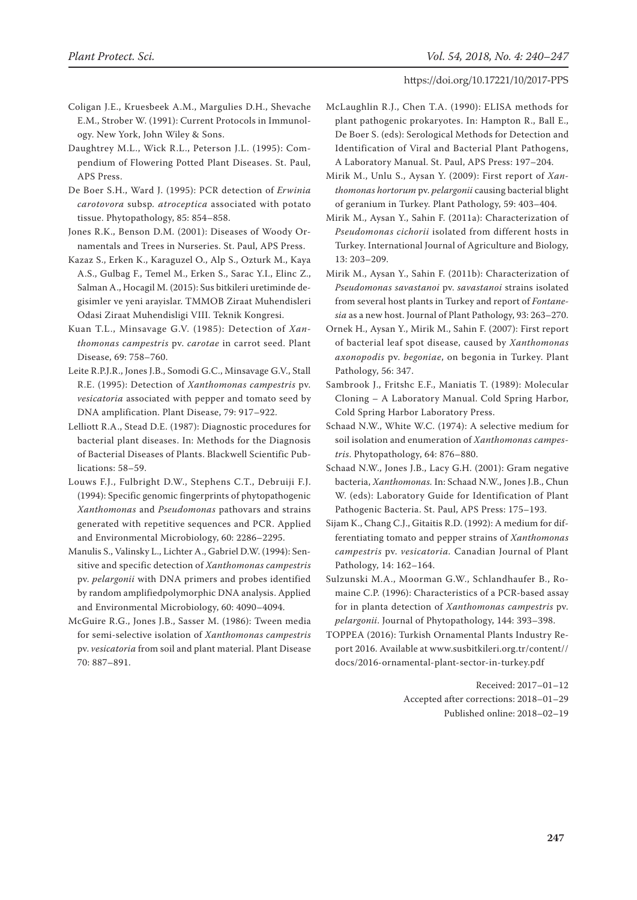Coligan J.E., Kruesbeek A.M., Margulies D.H., Shevache E.M., Strober W. (1991): Current Protocols in Immunology. New York, John Wiley & Sons.

Daughtrey M.L., Wick R.L., Peterson J.L. (1995): Compendium of Flowering Potted Plant Diseases. St. Paul, APS Press.

De Boer S.H., Ward J. (1995): PCR detection of *Erwinia carotovora* subsp. *atroceptica* associated with potato tissue. Phytopathology, 85: 854–858.

Jones R.K., Benson D.M. (2001): Diseases of Woody Ornamentals and Trees in Nurseries. St. Paul, APS Press.

Kazaz S., Erken K., Karaguzel O., Alp S., Ozturk M., Kaya A.S., Gulbag F., Temel M., Erken S., Sarac Y.I., Elinc Z., Salman A., Hocagil M. (2015): Sus bitkileri uretiminde degisimler ve yeni arayislar. TMMOB Ziraat Muhendisleri Odasi Ziraat Muhendisligi VIII. Teknik Kongresi.

Kuan T.L., Minsavage G.V. (1985): Detection of *Xanthomonas campestris* pv. *carotae* in carrot seed. Plant Disease, 69: 758–760.

Leite R.P.J.R., Jones J.B., Somodi G.C., Minsavage G.V., Stall R.E. (1995): Detection of *Xanthomonas campestris* pv. *vesicatoria* associated with pepper and tomato seed by DNA amplification. Plant Disease, 79: 917–922.

Lelliott R.A., Stead D.E. (1987): Diagnostic procedures for bacterial plant diseases. In: Methods for the Diagnosis of Bacterial Diseases of Plants. Blackwell Scientific Publications: 58–59.

Louws F.J., Fulbright D.W., Stephens C.T., Debruiji F.J. (1994): Specific genomic fingerprints of phytopathogenic *Xanthomonas* and *Pseudomonas* pathovars and strains generated with repetitive sequences and PCR. Applied and Environmental Microbiology, 60: 2286–2295.

Manulis S., Valinsky L., Lichter A., Gabriel D.W. (1994): Sensitive and specific detection of *Xanthomonas campestris* pv. *pelargonii* with DNA primers and probes identified by random amplifiedpolymorphic DNA analysis. Applied and Environmental Microbiology, 60: 4090–4094.

McGuire R.G., Jones J.B., Sasser M. (1986): Tween media for semi-selective isolation of *Xanthomonas campestris* pv. *vesicatoria* from soil and plant material. Plant Disease 70: 887–891.

McLaughlin R.J., Chen T.A. (1990): ELISA methods for plant pathogenic prokaryotes. In: Hampton R., Ball E., De Boer S. (eds): Serological Methods for Detection and Identification of Viral and Bacterial Plant Pathogens, A Laboratory Manual. St. Paul, APS Press: 197–204.

Mirik M., Unlu S., Aysan Y. (2009): First report of *Xanthomonas hortorum* pv. *pelargonii* causing bacterial blight of geranium in Turkey. Plant Pathology, 59: 403–404.

Mirik M., Aysan Y., Sahin F. (2011a): Characterization of *Pseudomonas cichorii* isolated from different hosts in Turkey. International Journal of Agriculture and Biology, 13: 203–209.

Mirik M., Aysan Y., Sahin F. (2011b): Characterization of *Pseudomonas savastanoi* pv. *savastanoi* strains isolated from several host plants in Turkey and report of *Fontanesia* as a new host. Journal of Plant Pathology, 93: 263–270.

Ornek H., Aysan Y., Mirik M., Sahin F. (2007): First report of bacterial leaf spot disease, caused by *Xanthomonas axonopodis* pv. *begoniae*, on begonia in Turkey. Plant Pathology, 56: 347.

Sambrook J., Fritshc E.F., Maniatis T. (1989): Molecular Cloning – A Laboratory Manual. Cold Spring Harbor, Cold Spring Harbor Laboratory Press.

Schaad N.W., White W.C. (1974): A selective medium for soil isolation and enumeration of *Xanthomonas campestris*. Phytopathology, 64: 876–880.

Schaad N.W., Jones J.B., Lacy G.H. (2001): Gram negative bacteria, *Xanthomonas*. In: Schaad N.W., Jones J.B., Chun W. (eds): Laboratory Guide for Identification of Plant Pathogenic Bacteria. St. Paul, APS Press: 175–193.

Sijam K., Chang C.J., Gitaitis R.D. (1992): A medium for differentiating tomato and pepper strains of *Xanthomonas campestris* pv. *vesicatoria.* Canadian Journal of Plant Pathology, 14: 162–164.

Sulzunski M.A., Moorman G.W., Schlandhaufer B., Romaine C.P. (1996): Characteristics of a PCR-based assay for in planta detection of *Xanthomonas campestris* pv. *pelargonii*. Journal of Phytopathology, 144: 393–398.

TOPPEA (2016): Turkish Ornamental Plants Industry Report 2016. Available at www.susbitkileri.org.tr/content//docs/2016-ornamental-plant-sector-in-turkey.pdf

Received: 2017–01–12
Accepted after corrections: 2018–01–29
Published online: 2018–02–19